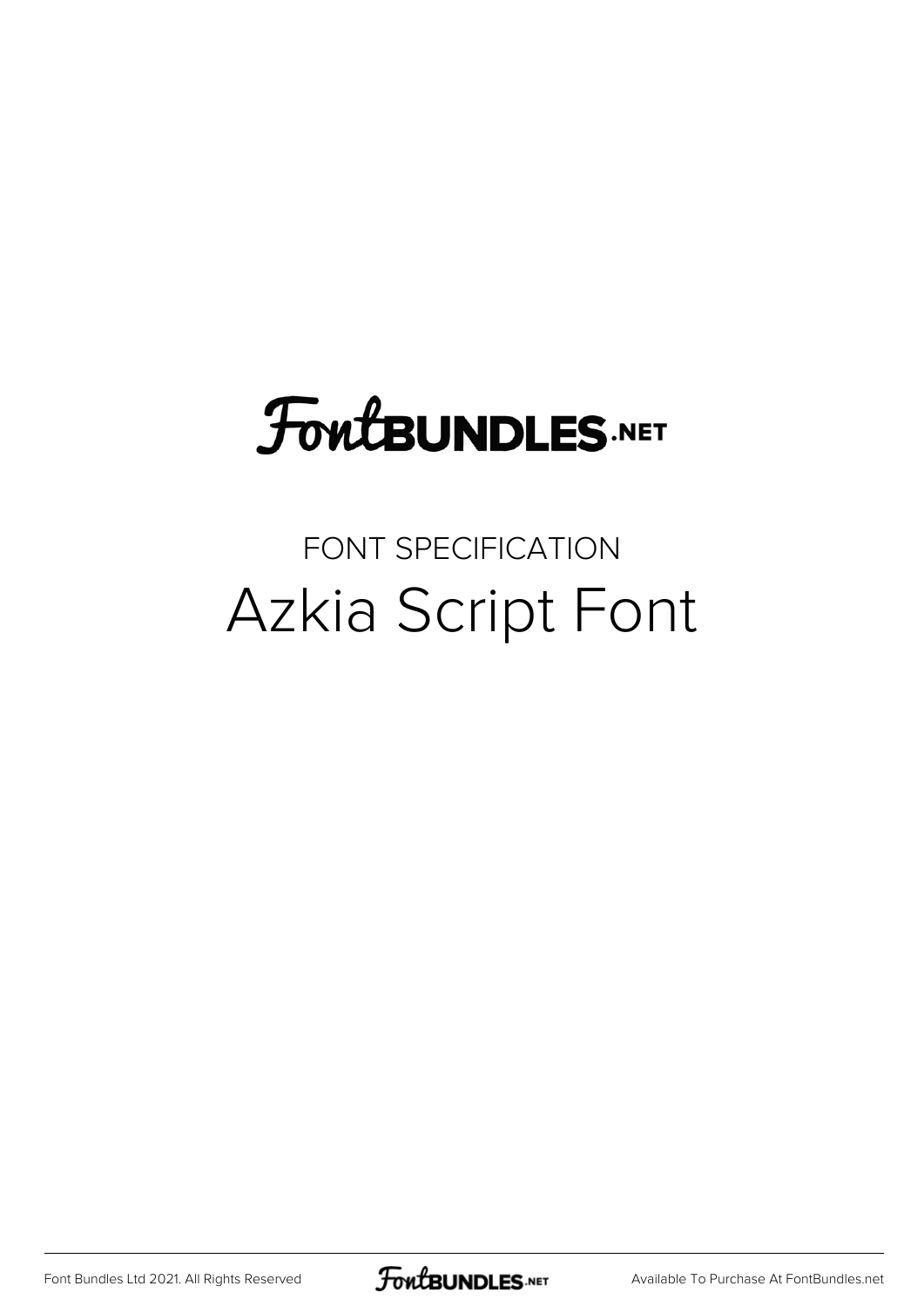FontBUNDLES.NET

FONT SPECIFICATION

# Azkia Script Font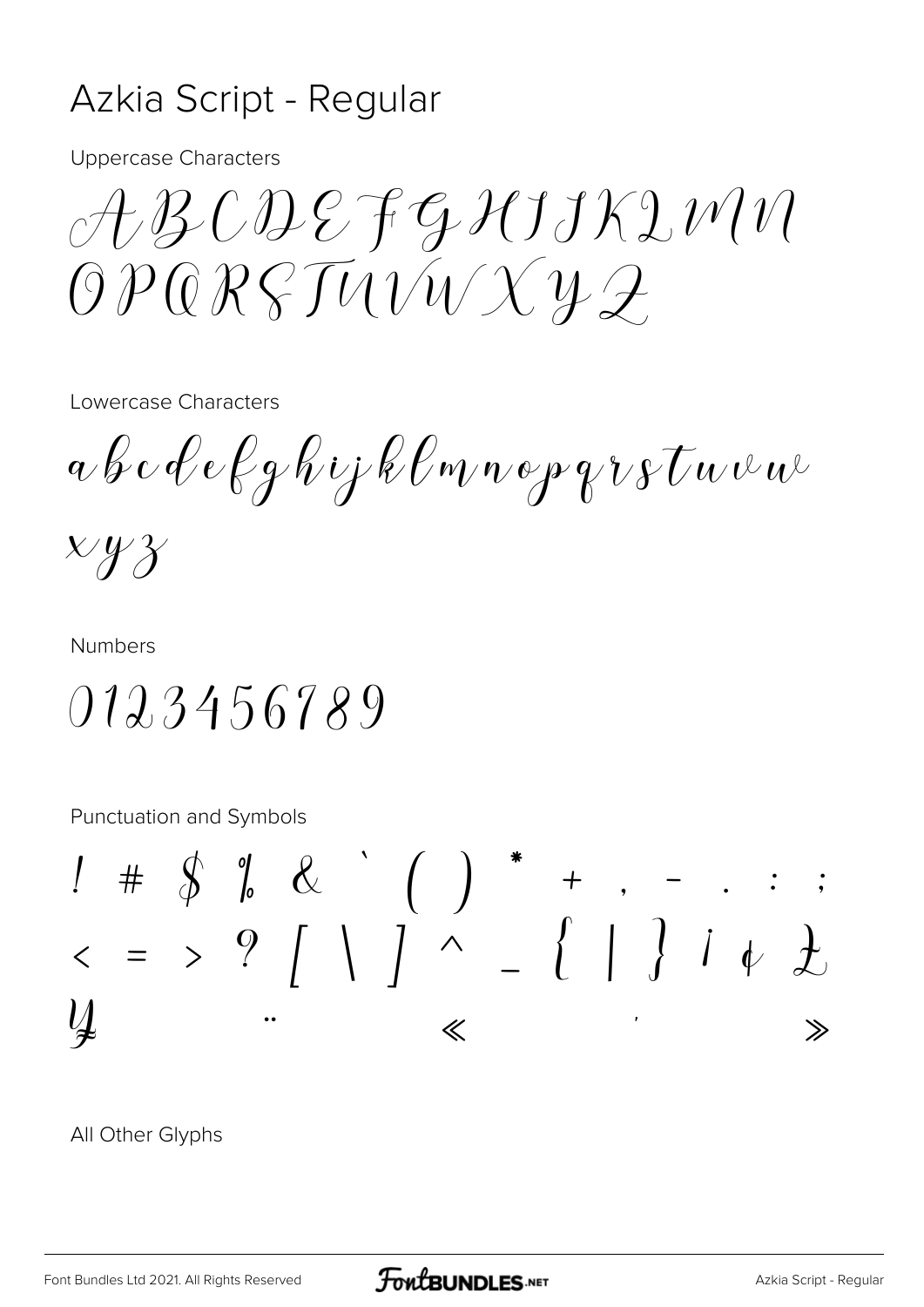# Azkia Script - Regular

Uppercase Characters

ABCDEFGHIJKLMN
OPQRSTUVWXYZ

Lowercase Characters

abcdefghijklmnopqrstuvw
xyz

Numbers

0123456789

Punctuation and Symbols

! # $ % & ` ( ) * + , - . : ;
< = > ? [ \ ] ^ _ { | } ¡ ¢ £
¥ ¨ « ´ »

All Other Glyphs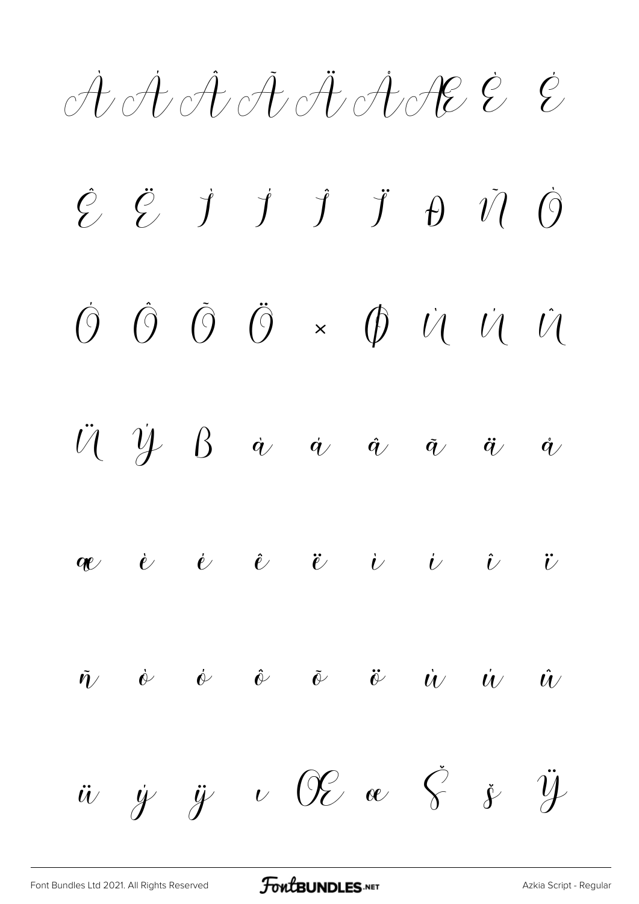À Á Â Ã Ä Å Æ È É

Ê Ë Ì Í Î Ï Ð Ñ Ò

Ó Ô Õ Ö × Ø Ù Ú Û

Ü Ý ß à á â ã ä å

æ è é ê ë ì í î ï

ñ ò ó ô õ ö ù ú û

ü ý ÿ ı Œ œ Š š Ÿ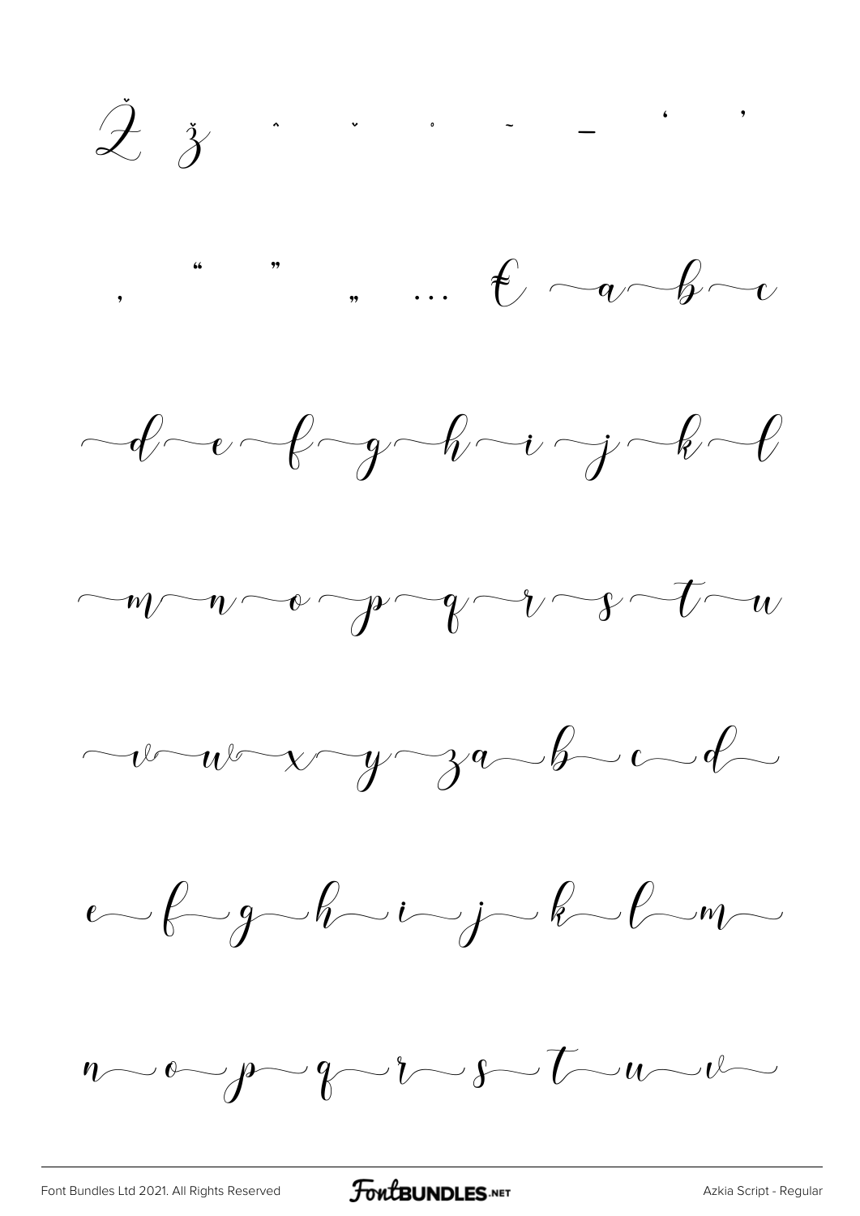Ž ž ˆ ˇ ˚ ˜ – ‘ ’

‚ “ ” „ … € a b c

d e f g h i j k l

m n o p q r s t u

v w x y z a b c d

e f g h i j k l m

n o p q r s t u v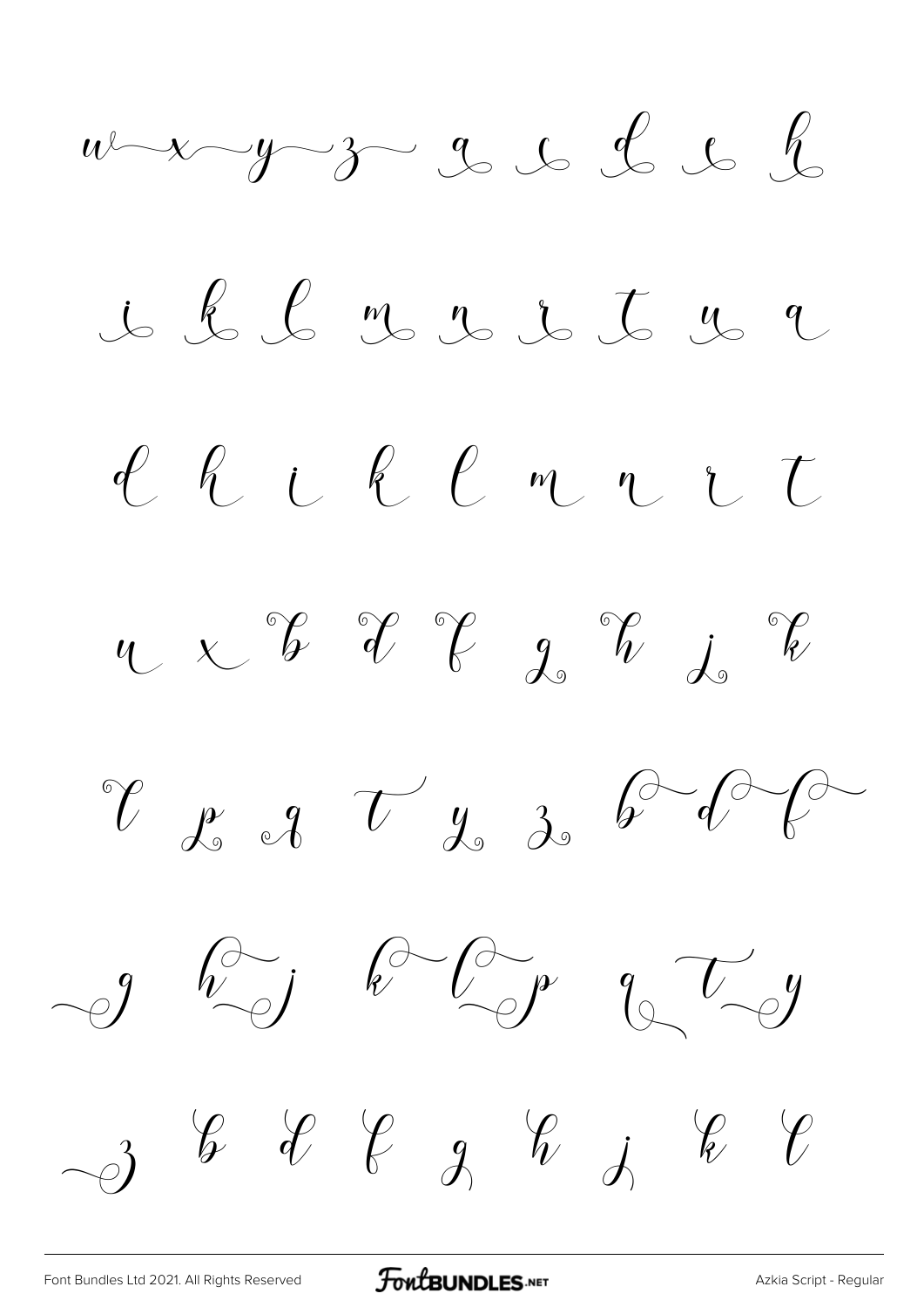w x y z a c d e h

i k l m n r t u a

d h i k l m n r t

u x b d f g h j k

l p q t y z b d f

g h j k l p q t y

z b d f g h j k l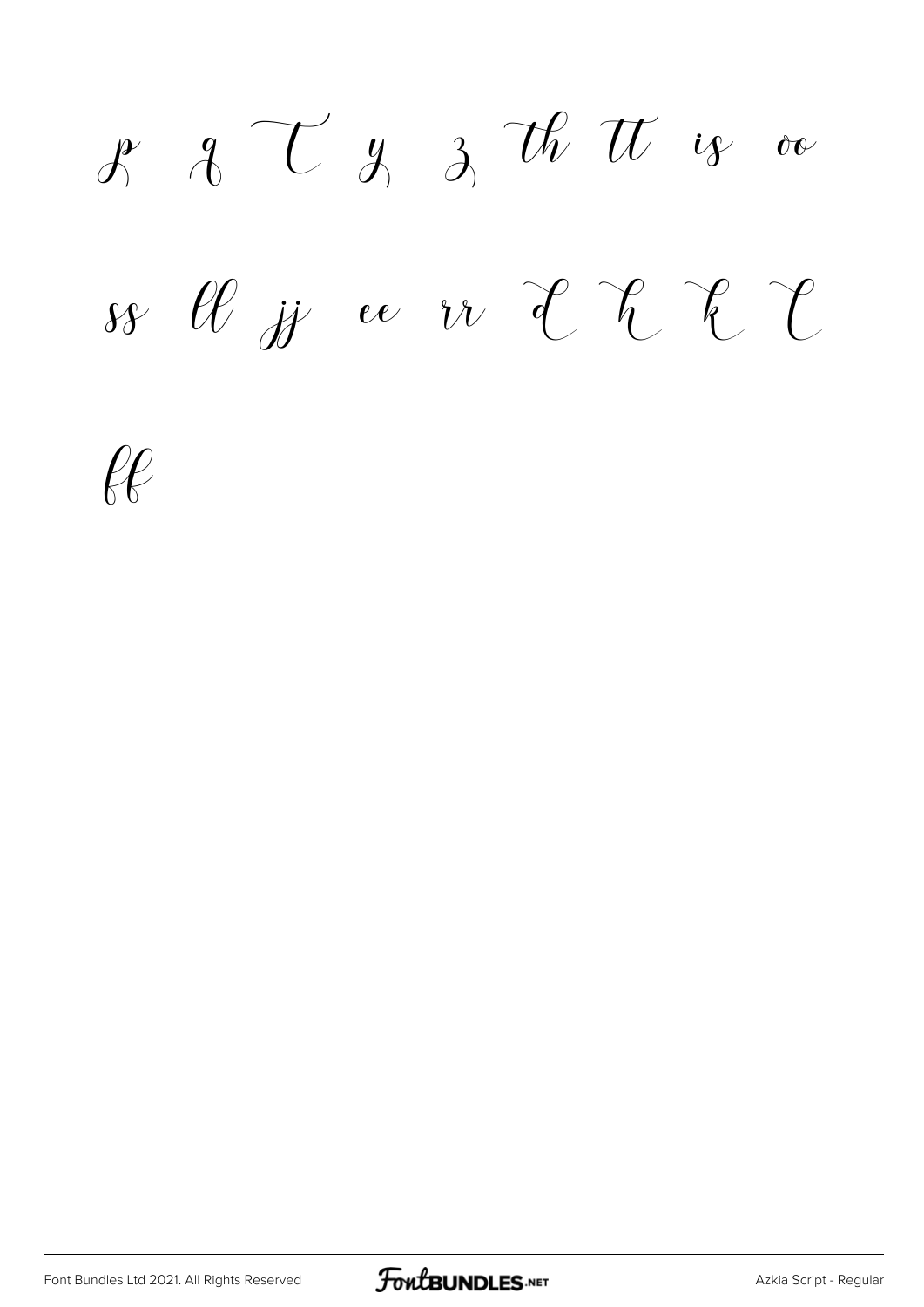p q t y z th tt is oo

ss ll jj ee rr d h k l

ff